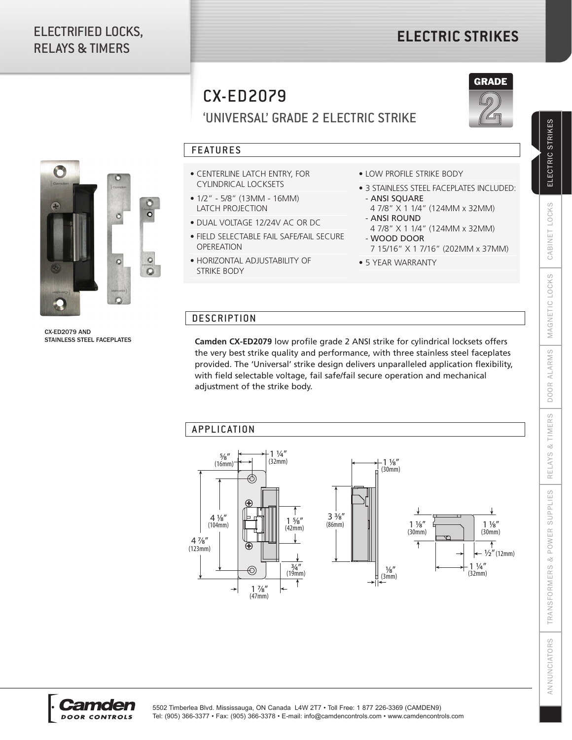# ELECTRIC STRIKES

ELECTRIFIED LOCKS, RELAYS & TIMERS

## CX-ED2079

### 'UNIVERSAL' GRADE 2 ELECTRIC STRIKE

GRADE 2

CX-ED2079 AND STAINLESS STEEL FACEPLATES

## FEATURES

- CENTERLINE LATCH ENTRY, FOR CYLINDRICAL LOCKSETS
- 1/2" - 5/8" (13MM - 16MM) LATCH PROJECTION
- DUAL VOLTAGE 12/24V AC OR DC
- FIELD SELECTABLE FAIL SAFE/FAIL SECURE OPEREATION
- HORIZONTAL ADJUSTABILITY OF STRIKE BODY
- LOW PROFILE STRIKE BODY
- 3 STAINLESS STEEL FACEPLATES INCLUDED:
  - ANSI SQUARE 4 7/8" X 1 1/4" (124MM x 32MM)
  - ANSI ROUND 4 7/8" X 1 1/4" (124MM x 32MM)
  - WOOD DOOR 7 15/16" X 1 7/16" (202MM x 37MM)
- 5 YEAR WARRANTY

## DESCRIPTION

**Camden CX-ED2079** low profile grade 2 ANSI strike for cylindrical locksets offers the very best strike quality and performance, with three stainless steel faceplates provided. The 'Universal' strike design delivers unparalleled application flexibility, with field selectable voltage, fail safe/fail secure operation and mechanical adjustment of the strike body.

## APPLICATION

⅝" (16mm)
1 ¼" (32mm)
4 ⅛" (104mm)
4 ⅞" (123mm)
1 ⅝" (42mm)
¾" (19mm)
1 ⅞" (47mm)
1 ⅛" (30mm)
3 ⅜" (86mm)
⅛" (3mm)
1 ⅛" (30mm)
1 ⅛" (30mm)
½" (12mm)
1 ¼" (32mm)

ELECTRIC STRIKES | CABINET LOCKS | MAGNETIC LOCKS | DOOR ALARMS | RELAYS & TIMERS | TRANSFORMERS & POWER SUPPLIES | ANNUNCIATORS

Camden DOOR CONTROLS

5502 Timberlea Blvd. Mississauga, ON Canada L4W 2T7 • Toll Free: 1 877 226-3369 (CAMDEN9)
Tel: (905) 366-3377 • Fax: (905) 366-3378 • E-mail: info@camdencontrols.com • www.camdencontrols.com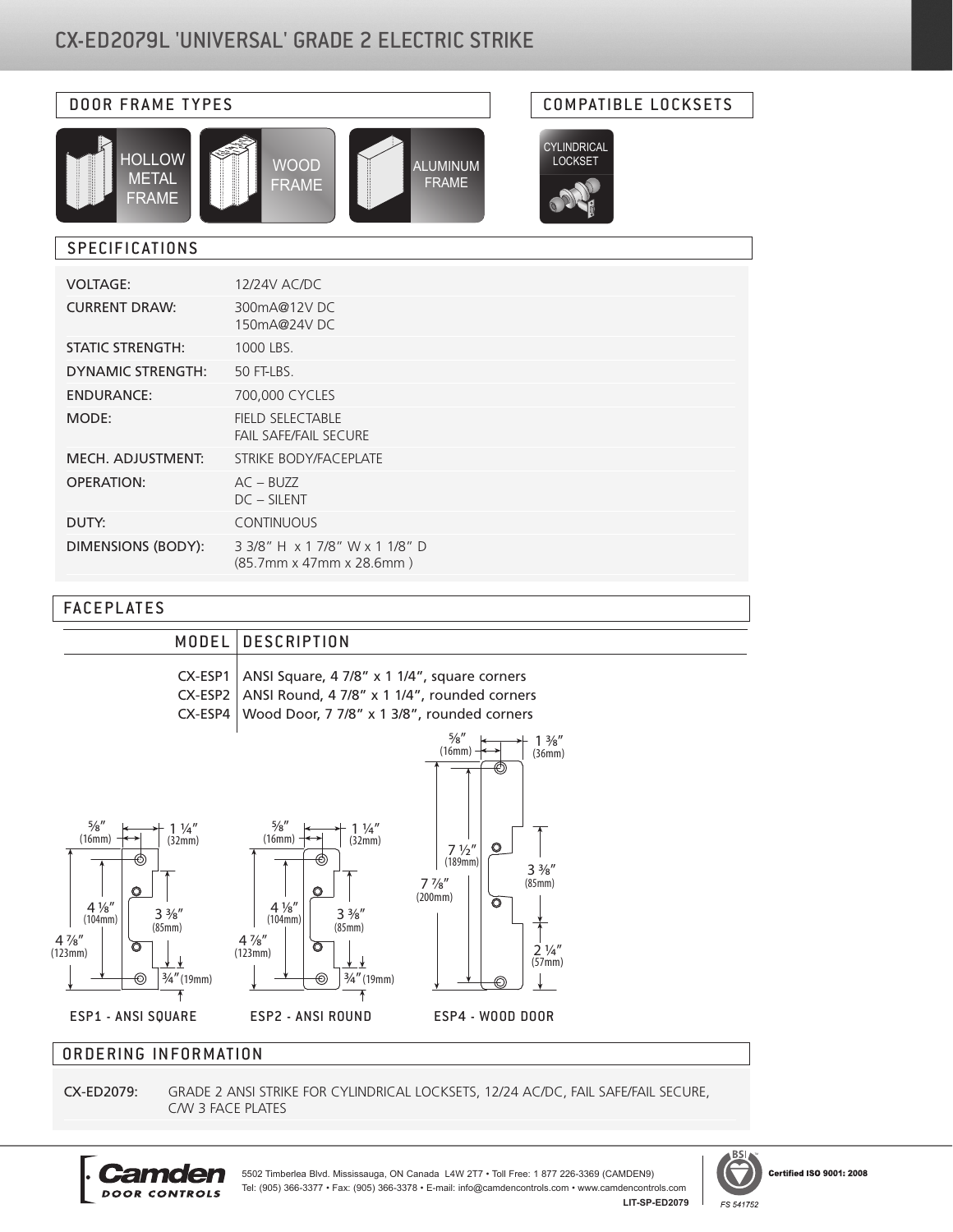# CX-ED2079L 'UNIVERSAL' GRADE 2 ELECTRIC STRIKE

## DOOR FRAME TYPES

HOLLOW METAL FRAME

WOOD FRAME

ALUMINUM FRAME

## COMPATIBLE LOCKSETS

CYLINDRICAL LOCKSET

## SPECIFICATIONS

| | |
|---|---|
| VOLTAGE: | 12/24V AC/DC |
| CURRENT DRAW: | 300mA@12V DC<br>150mA@24V DC |
| STATIC STRENGTH: | 1000 LBS. |
| DYNAMIC STRENGTH: | 50 FT-LBS. |
| ENDURANCE: | 700,000 CYCLES |
| MODE: | FIELD SELECTABLE<br>FAIL SAFE/FAIL SECURE |
| MECH. ADJUSTMENT: | STRIKE BODY/FACEPLATE |
| OPERATION: | AC – BUZZ<br>DC – SILENT |
| DUTY: | CONTINUOUS |
| DIMENSIONS (BODY): | 3 3/8” H x 1 7/8” W x 1 1/8” D<br>(85.7mm x 47mm x 28.6mm ) |

## FACEPLATES

| MODEL | DESCRIPTION |
|---|---|
| CX-ESP1 | ANSI Square, 4 7/8” x 1 1/4”, square corners |
| CX-ESP2 | ANSI Round, 4 7/8” x 1 1/4”, rounded corners |
| CX-ESP4 | Wood Door, 7 7/8” x 1 3/8”, rounded corners |

⅝” (16mm) 1 ¼” (32mm) 4 ⅛” (104mm) 3 ⅜” (85mm) 4 ⅞” (123mm) ¾” (19mm)

ESP1 - ANSI SQUARE

⅝” (16mm) 1 ¼” (32mm) 4 ⅛” (104mm) 3 ⅜” (85mm) 4 ⅞” (123mm) ¾” (19mm)

ESP2 - ANSI ROUND

⅝” (16mm) 1 ⅜” (36mm) 7 ½” (189mm) 7 ⅞” (200mm) 3 ⅜” (85mm) 2 ¼” (57mm)

ESP4 - WOOD DOOR

## ORDERING INFORMATION

| | |
|---|---|
| CX-ED2079: | GRADE 2 ANSI STRIKE FOR CYLINDRICAL LOCKSETS, 12/24 AC/DC, FAIL SAFE/FAIL SECURE, C/W 3 FACE PLATES |

Camden DOOR CONTROLS

5502 Timberlea Blvd. Mississauga, ON Canada L4W 2T7 • Toll Free: 1 877 226-3369 (CAMDEN9)
Tel: (905) 366-3377 • Fax: (905) 366-3378 • E-mail: info@camdencontrols.com • www.camdencontrols.com

LIT-SP-ED2079

Certified ISO 9001: 2008

FS 541752